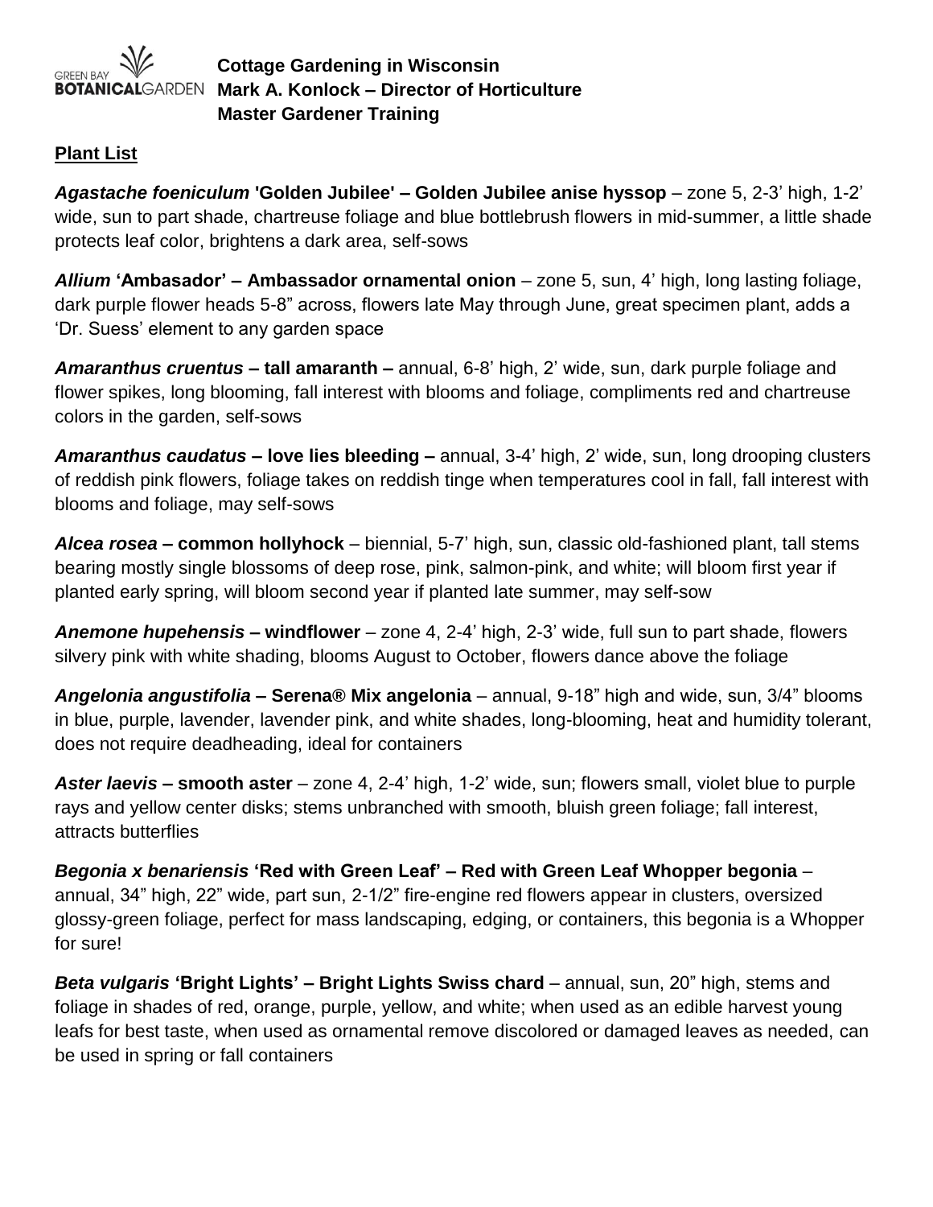**Cottage Gardening in Wisconsin**
**Mark A. Konlock – Director of Horticulture**
**Master Gardener Training**

**Plant List**

***Agastache foeniculum* 'Golden Jubilee' – Golden Jubilee anise hyssop** – zone 5, 2-3' high, 1-2' wide, sun to part shade, chartreuse foliage and blue bottlebrush flowers in mid-summer, a little shade protects leaf color, brightens a dark area, self-sows

***Allium* 'Ambasador' – Ambassador ornamental onion** – zone 5, sun, 4' high, long lasting foliage, dark purple flower heads 5-8" across, flowers late May through June, great specimen plant, adds a 'Dr. Suess' element to any garden space

***Amaranthus cruentus* – tall amaranth –** annual, 6-8' high, 2' wide, sun, dark purple foliage and flower spikes, long blooming, fall interest with blooms and foliage, compliments red and chartreuse colors in the garden, self-sows

***Amaranthus caudatus* – love lies bleeding –** annual, 3-4' high, 2' wide, sun, long drooping clusters of reddish pink flowers, foliage takes on reddish tinge when temperatures cool in fall, fall interest with blooms and foliage, may self-sows

***Alcea rosea* – common hollyhock** – biennial, 5-7' high, sun, classic old-fashioned plant, tall stems bearing mostly single blossoms of deep rose, pink, salmon-pink, and white; will bloom first year if planted early spring, will bloom second year if planted late summer, may self-sow

***Anemone hupehensis* – windflower** – zone 4, 2-4' high, 2-3' wide, full sun to part shade, flowers silvery pink with white shading, blooms August to October, flowers dance above the foliage

***Angelonia angustifolia* – Serena® Mix angelonia** – annual, 9-18" high and wide, sun, 3/4" blooms in blue, purple, lavender, lavender pink, and white shades, long-blooming, heat and humidity tolerant, does not require deadheading, ideal for containers

***Aster laevis* – smooth aster** – zone 4, 2-4' high, 1-2' wide, sun; flowers small, violet blue to purple rays and yellow center disks; stems unbranched with smooth, bluish green foliage; fall interest, attracts butterflies

***Begonia x benariensis* 'Red with Green Leaf' – Red with Green Leaf Whopper begonia** – annual, 34" high, 22" wide, part sun, 2-1/2" fire-engine red flowers appear in clusters, oversized glossy-green foliage, perfect for mass landscaping, edging, or containers, this begonia is a Whopper for sure!

***Beta vulgaris* 'Bright Lights' – Bright Lights Swiss chard** – annual, sun, 20" high, stems and foliage in shades of red, orange, purple, yellow, and white; when used as an edible harvest young leafs for best taste, when used as ornamental remove discolored or damaged leaves as needed, can be used in spring or fall containers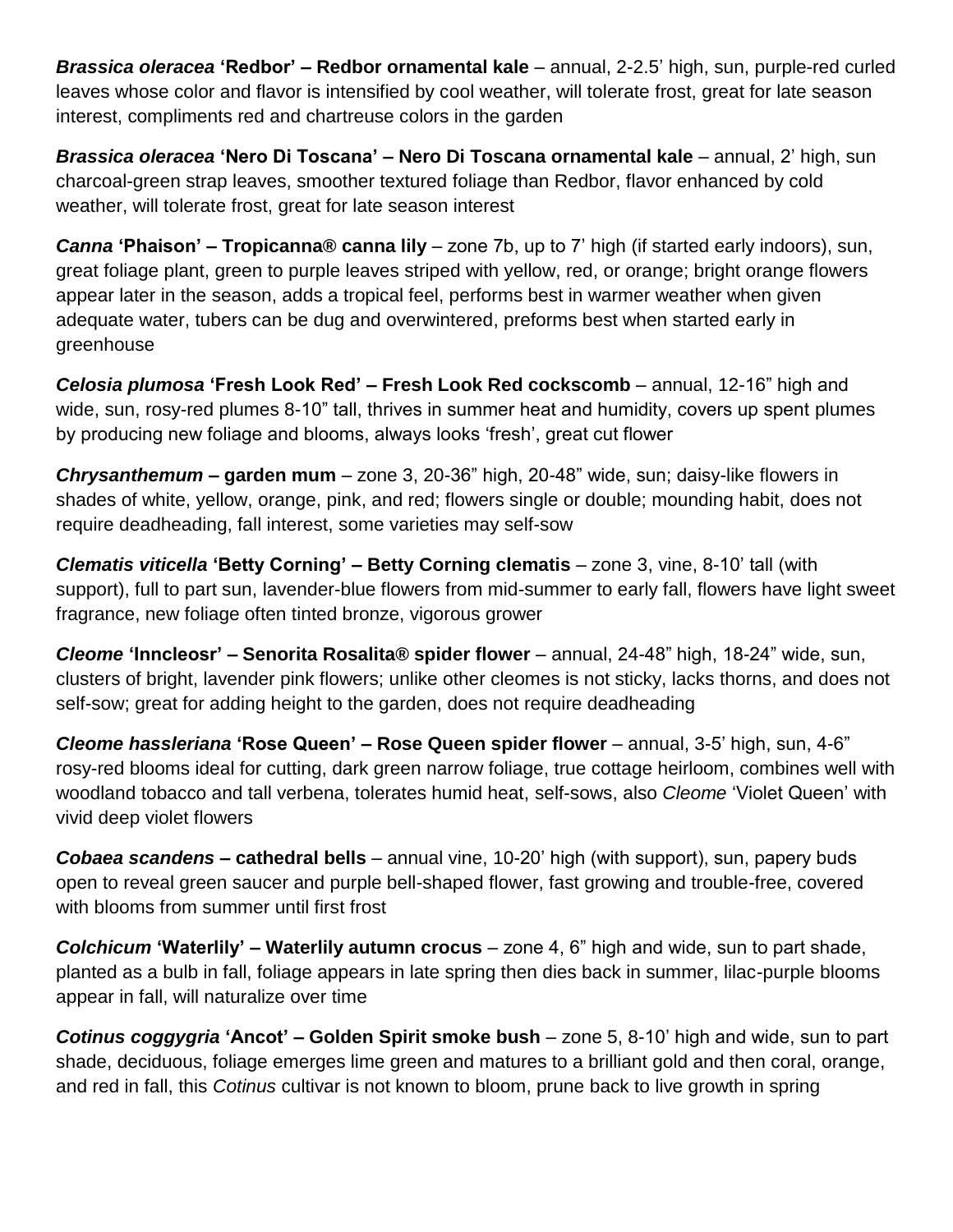***Brassica oleracea* 'Redbor' – Redbor ornamental kale** – annual, 2-2.5' high, sun, purple-red curled leaves whose color and flavor is intensified by cool weather, will tolerate frost, great for late season interest, compliments red and chartreuse colors in the garden

***Brassica oleracea* 'Nero Di Toscana' – Nero Di Toscana ornamental kale** – annual, 2' high, sun charcoal-green strap leaves, smoother textured foliage than Redbor, flavor enhanced by cold weather, will tolerate frost, great for late season interest

***Canna* 'Phaison' – Tropicanna® canna lily** – zone 7b, up to 7' high (if started early indoors), sun, great foliage plant, green to purple leaves striped with yellow, red, or orange; bright orange flowers appear later in the season, adds a tropical feel, performs best in warmer weather when given adequate water, tubers can be dug and overwintered, preforms best when started early in greenhouse

***Celosia plumosa* 'Fresh Look Red' – Fresh Look Red cockscomb** – annual, 12-16" high and wide, sun, rosy-red plumes 8-10" tall, thrives in summer heat and humidity, covers up spent plumes by producing new foliage and blooms, always looks 'fresh', great cut flower

***Chrysanthemum* – garden mum** – zone 3, 20-36" high, 20-48" wide, sun; daisy-like flowers in shades of white, yellow, orange, pink, and red; flowers single or double; mounding habit, does not require deadheading, fall interest, some varieties may self-sow

***Clematis viticella* 'Betty Corning' – Betty Corning clematis** – zone 3, vine, 8-10' tall (with support), full to part sun, lavender-blue flowers from mid-summer to early fall, flowers have light sweet fragrance, new foliage often tinted bronze, vigorous grower

***Cleome* 'Inncleosr' – Senorita Rosalita® spider flower** – annual, 24-48" high, 18-24" wide, sun, clusters of bright, lavender pink flowers; unlike other cleomes is not sticky, lacks thorns, and does not self-sow; great for adding height to the garden, does not require deadheading

***Cleome hassleriana* 'Rose Queen' – Rose Queen spider flower** – annual, 3-5' high, sun, 4-6" rosy-red blooms ideal for cutting, dark green narrow foliage, true cottage heirloom, combines well with woodland tobacco and tall verbena, tolerates humid heat, self-sows, also *Cleome* 'Violet Queen' with vivid deep violet flowers

***Cobaea scandens* – cathedral bells** – annual vine, 10-20' high (with support), sun, papery buds open to reveal green saucer and purple bell-shaped flower, fast growing and trouble-free, covered with blooms from summer until first frost

***Colchicum* 'Waterlily' – Waterlily autumn crocus** – zone 4, 6" high and wide, sun to part shade, planted as a bulb in fall, foliage appears in late spring then dies back in summer, lilac-purple blooms appear in fall, will naturalize over time

***Cotinus coggygria* 'Ancot' – Golden Spirit smoke bush** – zone 5, 8-10' high and wide, sun to part shade, deciduous, foliage emerges lime green and matures to a brilliant gold and then coral, orange, and red in fall, this *Cotinus* cultivar is not known to bloom, prune back to live growth in spring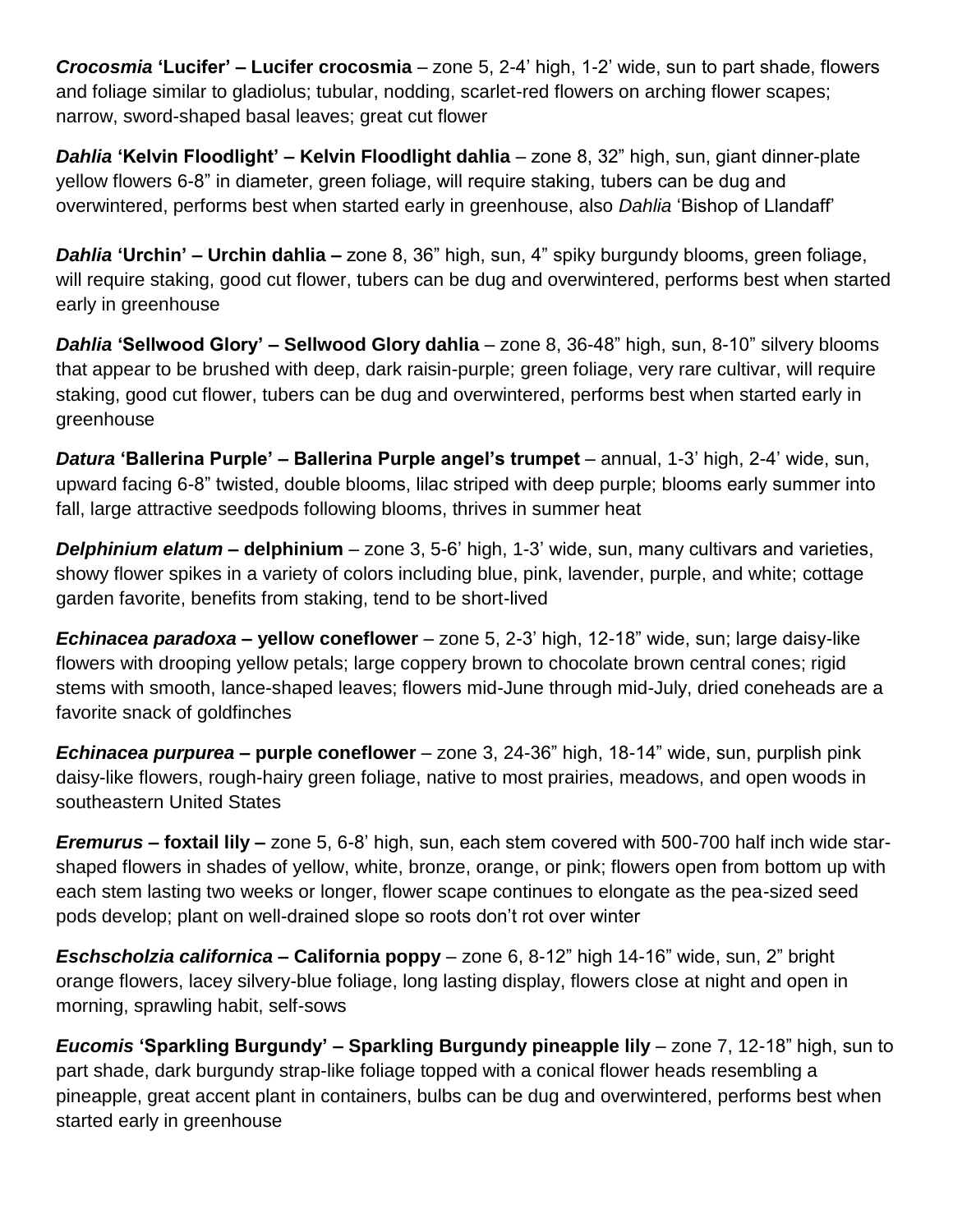***Crocosmia* 'Lucifer' – Lucifer crocosmia** – zone 5, 2-4' high, 1-2' wide, sun to part shade, flowers and foliage similar to gladiolus; tubular, nodding, scarlet-red flowers on arching flower scapes; narrow, sword-shaped basal leaves; great cut flower

***Dahlia* 'Kelvin Floodlight' – Kelvin Floodlight dahlia** – zone 8, 32" high, sun, giant dinner-plate yellow flowers 6-8" in diameter, green foliage, will require staking, tubers can be dug and overwintered, performs best when started early in greenhouse, also *Dahlia* 'Bishop of Llandaff'

***Dahlia* 'Urchin' – Urchin dahlia –** zone 8, 36" high, sun, 4" spiky burgundy blooms, green foliage, will require staking, good cut flower, tubers can be dug and overwintered, performs best when started early in greenhouse

***Dahlia* 'Sellwood Glory' – Sellwood Glory dahlia** – zone 8, 36-48" high, sun, 8-10" silvery blooms that appear to be brushed with deep, dark raisin-purple; green foliage, very rare cultivar, will require staking, good cut flower, tubers can be dug and overwintered, performs best when started early in greenhouse

***Datura* 'Ballerina Purple' – Ballerina Purple angel's trumpet** – annual, 1-3' high, 2-4' wide, sun, upward facing 6-8" twisted, double blooms, lilac striped with deep purple; blooms early summer into fall, large attractive seedpods following blooms, thrives in summer heat

***Delphinium elatum* – delphinium** – zone 3, 5-6' high, 1-3' wide, sun, many cultivars and varieties, showy flower spikes in a variety of colors including blue, pink, lavender, purple, and white; cottage garden favorite, benefits from staking, tend to be short-lived

***Echinacea paradoxa* – yellow coneflower** – zone 5, 2-3' high, 12-18" wide, sun; large daisy-like flowers with drooping yellow petals; large coppery brown to chocolate brown central cones; rigid stems with smooth, lance-shaped leaves; flowers mid-June through mid-July, dried coneheads are a favorite snack of goldfinches

***Echinacea purpurea* – purple coneflower** – zone 3, 24-36" high, 18-14" wide, sun, purplish pink daisy-like flowers, rough-hairy green foliage, native to most prairies, meadows, and open woods in southeastern United States

***Eremurus* – foxtail lily –** zone 5, 6-8' high, sun, each stem covered with 500-700 half inch wide star-shaped flowers in shades of yellow, white, bronze, orange, or pink; flowers open from bottom up with each stem lasting two weeks or longer, flower scape continues to elongate as the pea-sized seed pods develop; plant on well-drained slope so roots don't rot over winter

***Eschscholzia californica* – California poppy** – zone 6, 8-12" high 14-16" wide, sun, 2" bright orange flowers, lacey silvery-blue foliage, long lasting display, flowers close at night and open in morning, sprawling habit, self-sows

***Eucomis* 'Sparkling Burgundy' – Sparkling Burgundy pineapple lily** – zone 7, 12-18" high, sun to part shade, dark burgundy strap-like foliage topped with a conical flower heads resembling a pineapple, great accent plant in containers, bulbs can be dug and overwintered, performs best when started early in greenhouse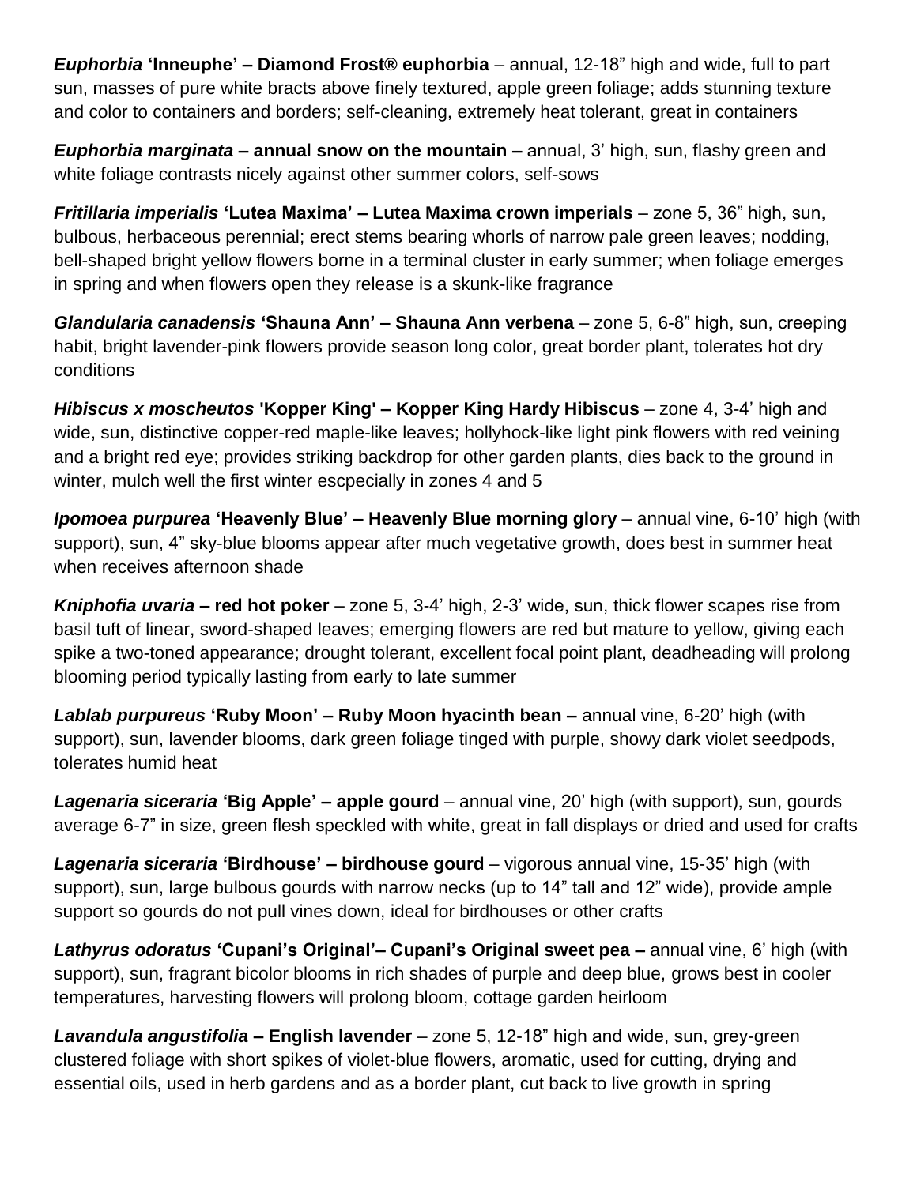***Euphorbia* 'Inneuphe' – Diamond Frost® euphorbia** – annual, 12-18" high and wide, full to part sun, masses of pure white bracts above finely textured, apple green foliage; adds stunning texture and color to containers and borders; self-cleaning, extremely heat tolerant, great in containers

***Euphorbia marginata* – annual snow on the mountain –** annual, 3' high, sun, flashy green and white foliage contrasts nicely against other summer colors, self-sows

***Fritillaria imperialis* 'Lutea Maxima' – Lutea Maxima crown imperials** – zone 5, 36" high, sun, bulbous, herbaceous perennial; erect stems bearing whorls of narrow pale green leaves; nodding, bell-shaped bright yellow flowers borne in a terminal cluster in early summer; when foliage emerges in spring and when flowers open they release is a skunk-like fragrance

***Glandularia canadensis* 'Shauna Ann' – Shauna Ann verbena** – zone 5, 6-8" high, sun, creeping habit, bright lavender-pink flowers provide season long color, great border plant, tolerates hot dry conditions

***Hibiscus x moscheutos* 'Kopper King' – Kopper King Hardy Hibiscus** – zone 4, 3-4' high and wide, sun, distinctive copper-red maple-like leaves; hollyhock-like light pink flowers with red veining and a bright red eye; provides striking backdrop for other garden plants, dies back to the ground in winter, mulch well the first winter escpecially in zones 4 and 5

***Ipomoea purpurea* 'Heavenly Blue' – Heavenly Blue morning glory** – annual vine, 6-10' high (with support), sun, 4" sky-blue blooms appear after much vegetative growth, does best in summer heat when receives afternoon shade

***Kniphofia uvaria* – red hot poker** – zone 5, 3-4' high, 2-3' wide, sun, thick flower scapes rise from basil tuft of linear, sword-shaped leaves; emerging flowers are red but mature to yellow, giving each spike a two-toned appearance; drought tolerant, excellent focal point plant, deadheading will prolong blooming period typically lasting from early to late summer

***Lablab purpureus* 'Ruby Moon' – Ruby Moon hyacinth bean –** annual vine, 6-20' high (with support), sun, lavender blooms, dark green foliage tinged with purple, showy dark violet seedpods, tolerates humid heat

***Lagenaria siceraria* 'Big Apple' – apple gourd** – annual vine, 20' high (with support), sun, gourds average 6-7" in size, green flesh speckled with white, great in fall displays or dried and used for crafts

***Lagenaria siceraria* 'Birdhouse' – birdhouse gourd** – vigorous annual vine, 15-35' high (with support), sun, large bulbous gourds with narrow necks (up to 14" tall and 12" wide), provide ample support so gourds do not pull vines down, ideal for birdhouses or other crafts

***Lathyrus odoratus* 'Cupani's Original'– Cupani's Original sweet pea –** annual vine, 6' high (with support), sun, fragrant bicolor blooms in rich shades of purple and deep blue, grows best in cooler temperatures, harvesting flowers will prolong bloom, cottage garden heirloom

***Lavandula angustifolia* – English lavender** – zone 5, 12-18" high and wide, sun, grey-green clustered foliage with short spikes of violet-blue flowers, aromatic, used for cutting, drying and essential oils, used in herb gardens and as a border plant, cut back to live growth in spring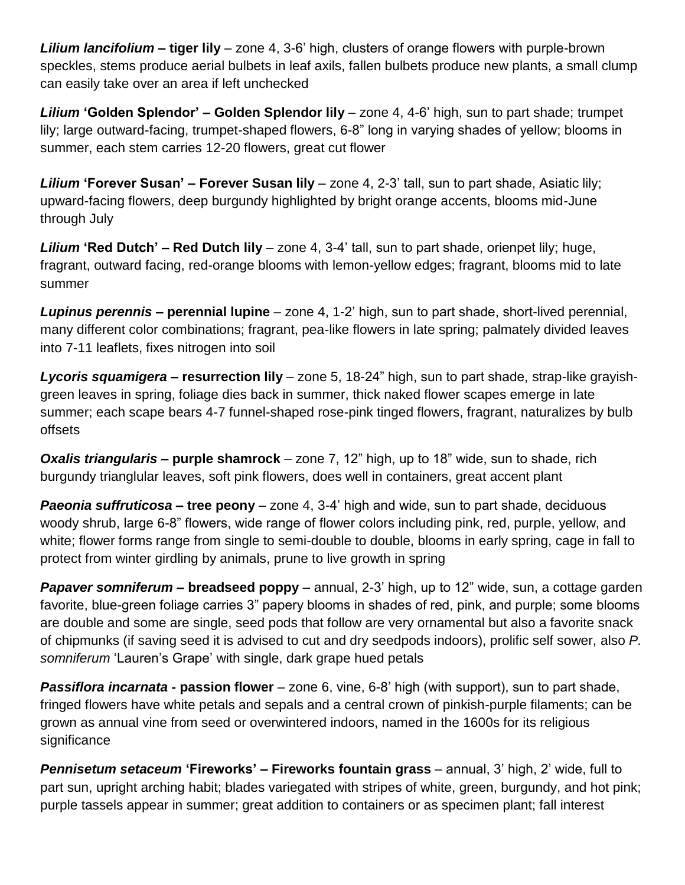***Lilium lancifolium* – tiger lily** – zone 4, 3-6' high, clusters of orange flowers with purple-brown speckles, stems produce aerial bulbets in leaf axils, fallen bulbets produce new plants, a small clump can easily take over an area if left unchecked

***Lilium* 'Golden Splendor' – Golden Splendor lily** – zone 4, 4-6' high, sun to part shade; trumpet lily; large outward-facing, trumpet-shaped flowers, 6-8" long in varying shades of yellow; blooms in summer, each stem carries 12-20 flowers, great cut flower

***Lilium* 'Forever Susan' – Forever Susan lily** – zone 4, 2-3' tall, sun to part shade, Asiatic lily; upward-facing flowers, deep burgundy highlighted by bright orange accents, blooms mid-June through July

***Lilium* 'Red Dutch' – Red Dutch lily** – zone 4, 3-4' tall, sun to part shade, orienpet lily; huge, fragrant, outward facing, red-orange blooms with lemon-yellow edges; fragrant, blooms mid to late summer

***Lupinus perennis* – perennial lupine** – zone 4, 1-2' high, sun to part shade, short-lived perennial, many different color combinations; fragrant, pea-like flowers in late spring; palmately divided leaves into 7-11 leaflets, fixes nitrogen into soil

***Lycoris squamigera* – resurrection lily** – zone 5, 18-24" high, sun to part shade, strap-like grayish-green leaves in spring, foliage dies back in summer, thick naked flower scapes emerge in late summer; each scape bears 4-7 funnel-shaped rose-pink tinged flowers, fragrant, naturalizes by bulb offsets

***Oxalis triangularis* – purple shamrock** – zone 7, 12" high, up to 18" wide, sun to shade, rich burgundy trianglular leaves, soft pink flowers, does well in containers, great accent plant

***Paeonia suffruticosa* – tree peony** – zone 4, 3-4' high and wide, sun to part shade, deciduous woody shrub, large 6-8" flowers, wide range of flower colors including pink, red, purple, yellow, and white; flower forms range from single to semi-double to double, blooms in early spring, cage in fall to protect from winter girdling by animals, prune to live growth in spring

***Papaver somniferum* – breadseed poppy** – annual, 2-3' high, up to 12" wide, sun, a cottage garden favorite, blue-green foliage carries 3" papery blooms in shades of red, pink, and purple; some blooms are double and some are single, seed pods that follow are very ornamental but also a favorite snack of chipmunks (if saving seed it is advised to cut and dry seedpods indoors), prolific self sower, also *P. somniferum* 'Lauren's Grape' with single, dark grape hued petals

***Passiflora incarnata* - passion flower** – zone 6, vine, 6-8' high (with support), sun to part shade, fringed flowers have white petals and sepals and a central crown of pinkish-purple filaments; can be grown as annual vine from seed or overwintered indoors, named in the 1600s for its religious significance

***Pennisetum setaceum* 'Fireworks' – Fireworks fountain grass** – annual, 3' high, 2' wide, full to part sun, upright arching habit; blades variegated with stripes of white, green, burgundy, and hot pink; purple tassels appear in summer; great addition to containers or as specimen plant; fall interest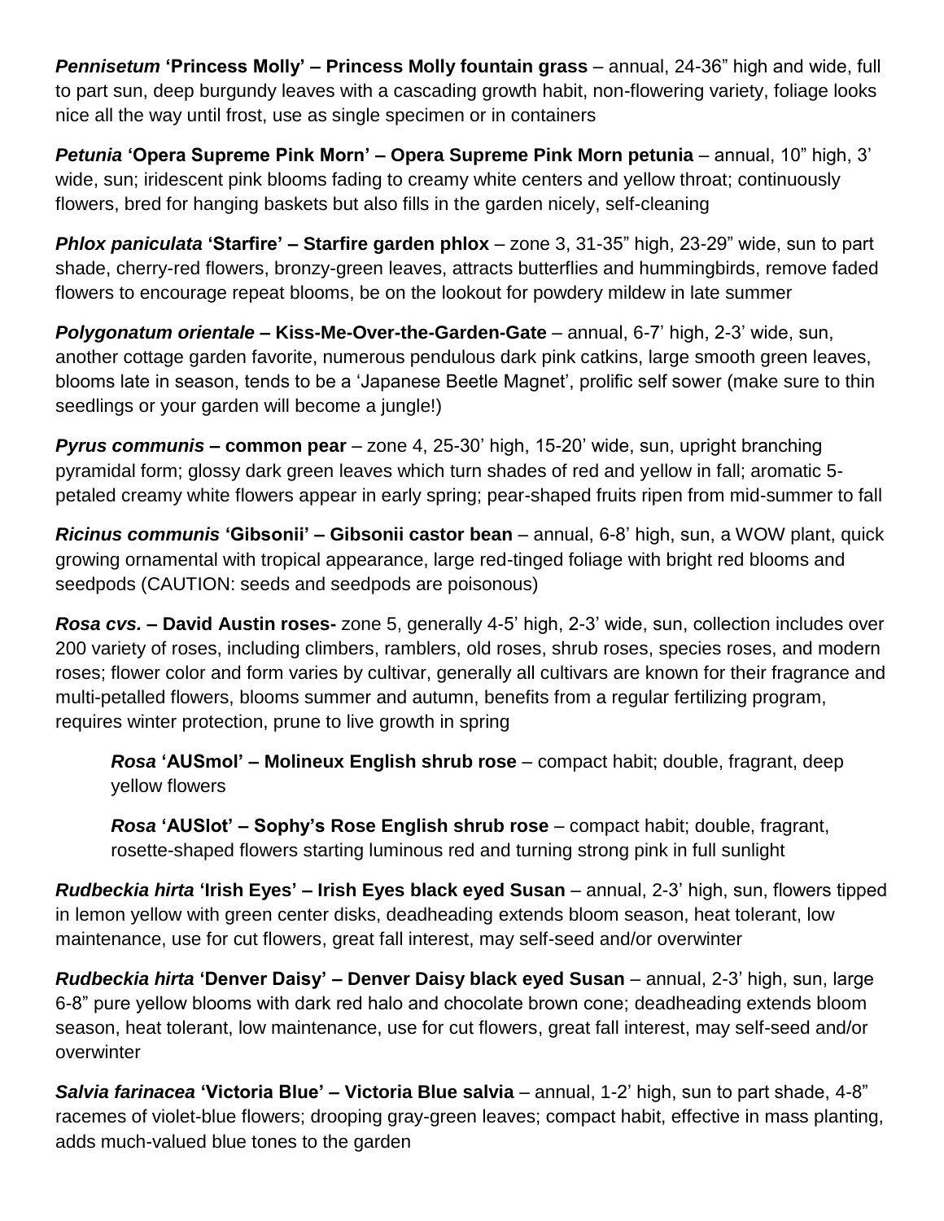***Pennisetum* 'Princess Molly' – Princess Molly fountain grass** – annual, 24-36" high and wide, full to part sun, deep burgundy leaves with a cascading growth habit, non-flowering variety, foliage looks nice all the way until frost, use as single specimen or in containers

***Petunia* 'Opera Supreme Pink Morn' – Opera Supreme Pink Morn petunia** – annual, 10" high, 3' wide, sun; iridescent pink blooms fading to creamy white centers and yellow throat; continuously flowers, bred for hanging baskets but also fills in the garden nicely, self-cleaning

***Phlox paniculata* 'Starfire' – Starfire garden phlox** – zone 3, 31-35" high, 23-29" wide, sun to part shade, cherry-red flowers, bronzy-green leaves, attracts butterflies and hummingbirds, remove faded flowers to encourage repeat blooms, be on the lookout for powdery mildew in late summer

***Polygonatum orientale* – Kiss-Me-Over-the-Garden-Gate** – annual, 6-7' high, 2-3' wide, sun, another cottage garden favorite, numerous pendulous dark pink catkins, large smooth green leaves, blooms late in season, tends to be a 'Japanese Beetle Magnet', prolific self sower (make sure to thin seedlings or your garden will become a jungle!)

***Pyrus communis* – common pear** – zone 4, 25-30' high, 15-20' wide, sun, upright branching pyramidal form; glossy dark green leaves which turn shades of red and yellow in fall; aromatic 5-petaled creamy white flowers appear in early spring; pear-shaped fruits ripen from mid-summer to fall

***Ricinus communis* 'Gibsonii' – Gibsonii castor bean** – annual, 6-8' high, sun, a WOW plant, quick growing ornamental with tropical appearance, large red-tinged foliage with bright red blooms and seedpods (CAUTION: seeds and seedpods are poisonous)

***Rosa cvs.* – David Austin roses-** zone 5, generally 4-5' high, 2-3' wide, sun, collection includes over 200 variety of roses, including climbers, ramblers, old roses, shrub roses, species roses, and modern roses; flower color and form varies by cultivar, generally all cultivars are known for their fragrance and multi-petalled flowers, blooms summer and autumn, benefits from a regular fertilizing program, requires winter protection, prune to live growth in spring

> ***Rosa* 'AUSmol' – Molineux English shrub rose** – compact habit; double, fragrant, deep yellow flowers
>
> ***Rosa* 'AUSlot' – Sophy's Rose English shrub rose** – compact habit; double, fragrant, rosette-shaped flowers starting luminous red and turning strong pink in full sunlight

***Rudbeckia hirta* 'Irish Eyes' – Irish Eyes black eyed Susan** – annual, 2-3' high, sun, flowers tipped in lemon yellow with green center disks, deadheading extends bloom season, heat tolerant, low maintenance, use for cut flowers, great fall interest, may self-seed and/or overwinter

***Rudbeckia hirta* 'Denver Daisy' – Denver Daisy black eyed Susan** – annual, 2-3' high, sun, large 6-8" pure yellow blooms with dark red halo and chocolate brown cone; deadheading extends bloom season, heat tolerant, low maintenance, use for cut flowers, great fall interest, may self-seed and/or overwinter

***Salvia farinacea* 'Victoria Blue' – Victoria Blue salvia** – annual, 1-2' high, sun to part shade, 4-8" racemes of violet-blue flowers; drooping gray-green leaves; compact habit, effective in mass planting, adds much-valued blue tones to the garden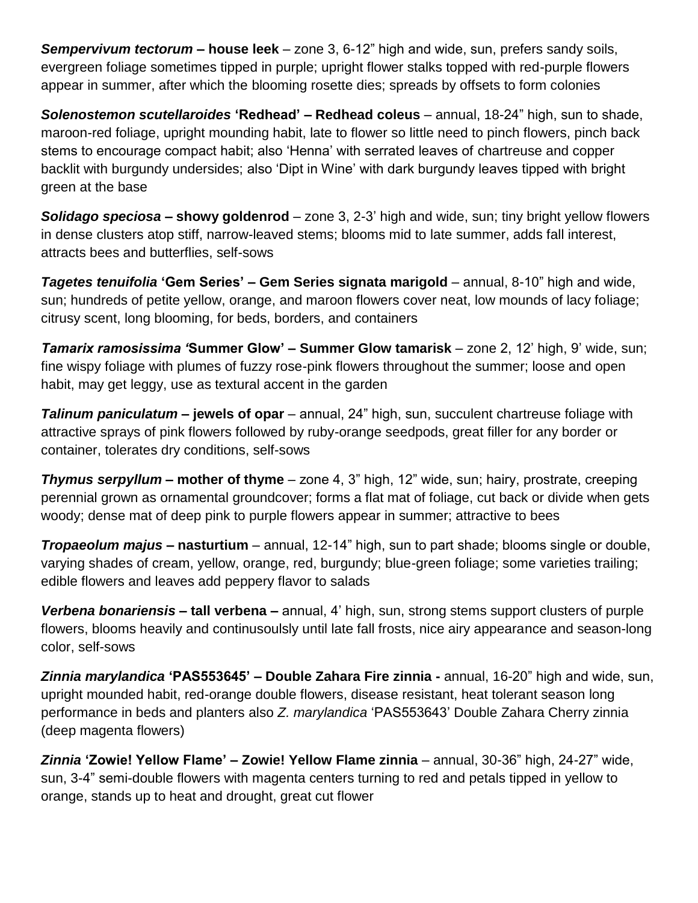***Sempervivum tectorum* – house leek** – zone 3, 6-12" high and wide, sun, prefers sandy soils, evergreen foliage sometimes tipped in purple; upright flower stalks topped with red-purple flowers appear in summer, after which the blooming rosette dies; spreads by offsets to form colonies

***Solenostemon scutellaroides* 'Redhead' – Redhead coleus** – annual, 18-24" high, sun to shade, maroon-red foliage, upright mounding habit, late to flower so little need to pinch flowers, pinch back stems to encourage compact habit; also 'Henna' with serrated leaves of chartreuse and copper backlit with burgundy undersides; also 'Dipt in Wine' with dark burgundy leaves tipped with bright green at the base

***Solidago speciosa* – showy goldenrod** – zone 3, 2-3' high and wide, sun; tiny bright yellow flowers in dense clusters atop stiff, narrow-leaved stems; blooms mid to late summer, adds fall interest, attracts bees and butterflies, self-sows

***Tagetes tenuifolia* 'Gem Series' – Gem Series signata marigold** – annual, 8-10" high and wide, sun; hundreds of petite yellow, orange, and maroon flowers cover neat, low mounds of lacy foliage; citrusy scent, long blooming, for beds, borders, and containers

***Tamarix ramosissima '*Summer Glow' – Summer Glow tamarisk** – zone 2, 12' high, 9' wide, sun; fine wispy foliage with plumes of fuzzy rose-pink flowers throughout the summer; loose and open habit, may get leggy, use as textural accent in the garden

***Talinum paniculatum* – jewels of opar** – annual, 24" high, sun, succulent chartreuse foliage with attractive sprays of pink flowers followed by ruby-orange seedpods, great filler for any border or container, tolerates dry conditions, self-sows

***Thymus serpyllum* – mother of thyme** – zone 4, 3" high, 12" wide, sun; hairy, prostrate, creeping perennial grown as ornamental groundcover; forms a flat mat of foliage, cut back or divide when gets woody; dense mat of deep pink to purple flowers appear in summer; attractive to bees

***Tropaeolum majus* – nasturtium** – annual, 12-14" high, sun to part shade; blooms single or double, varying shades of cream, yellow, orange, red, burgundy; blue-green foliage; some varieties trailing; edible flowers and leaves add peppery flavor to salads

***Verbena bonariensis* – tall verbena –** annual, 4' high, sun, strong stems support clusters of purple flowers, blooms heavily and continusoulsly until late fall frosts, nice airy appearance and season-long color, self-sows

***Zinnia marylandica* 'PAS553645' – Double Zahara Fire zinnia -** annual, 16-20" high and wide, sun, upright mounded habit, red-orange double flowers, disease resistant, heat tolerant season long performance in beds and planters also *Z. marylandica* 'PAS553643' Double Zahara Cherry zinnia (deep magenta flowers)

***Zinnia* 'Zowie! Yellow Flame' – Zowie! Yellow Flame zinnia** – annual, 30-36" high, 24-27" wide, sun, 3-4" semi-double flowers with magenta centers turning to red and petals tipped in yellow to orange, stands up to heat and drought, great cut flower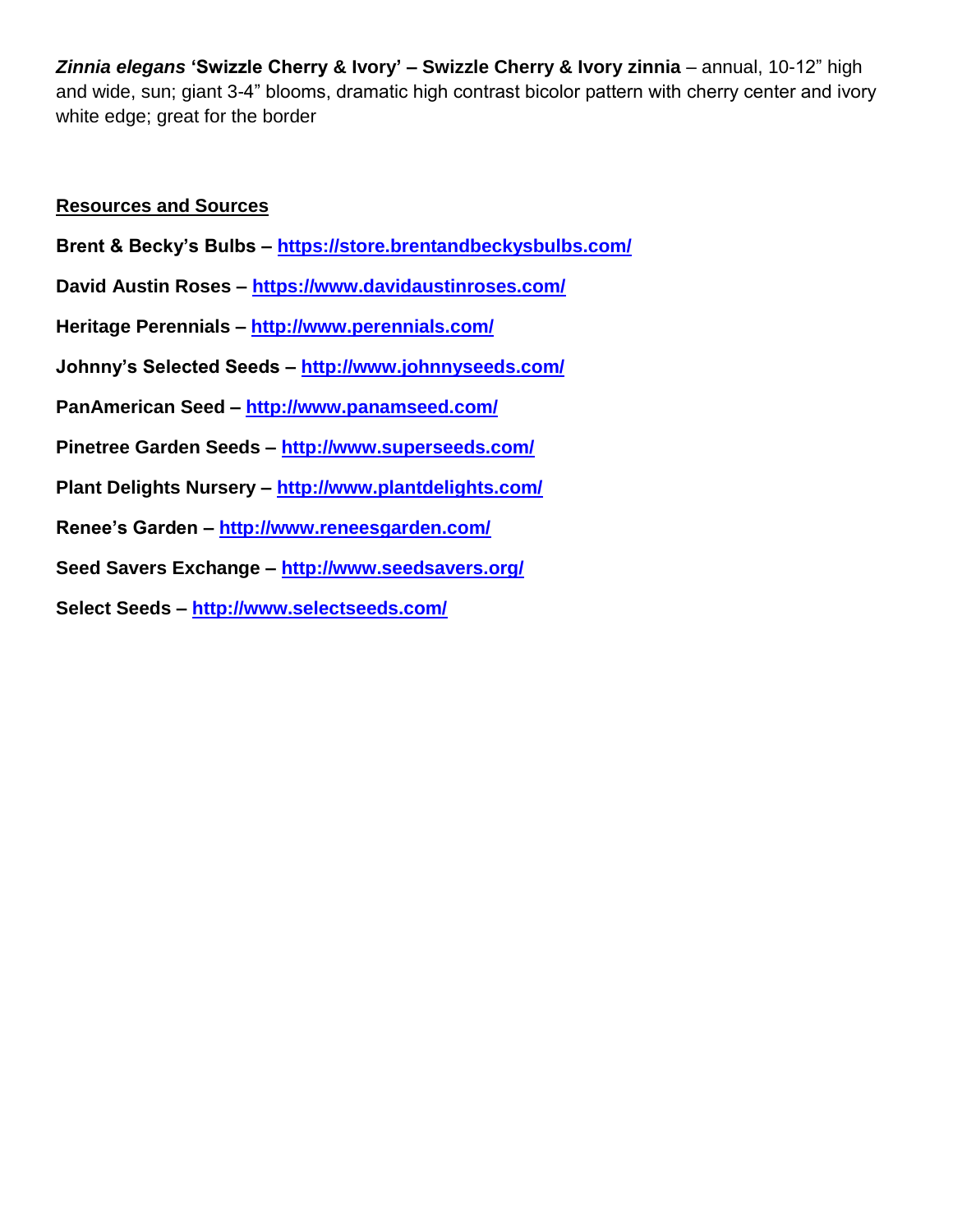***Zinnia elegans* 'Swizzle Cherry & Ivory' – Swizzle Cherry & Ivory zinnia** – annual, 10-12" high and wide, sun; giant 3-4" blooms, dramatic high contrast bicolor pattern with cherry center and ivory white edge; great for the border

## Resources and Sources

**Brent & Becky's Bulbs – https://store.brentandbeckysbulbs.com/**

**David Austin Roses – https://www.davidaustinroses.com/**

**Heritage Perennials – http://www.perennials.com/**

**Johnny's Selected Seeds – http://www.johnnyseeds.com/**

**PanAmerican Seed – http://www.panamseed.com/**

**Pinetree Garden Seeds – http://www.superseeds.com/**

**Plant Delights Nursery – http://www.plantdelights.com/**

**Renee's Garden – http://www.reneesgarden.com/**

**Seed Savers Exchange – http://www.seedsavers.org/**

**Select Seeds – http://www.selectseeds.com/**